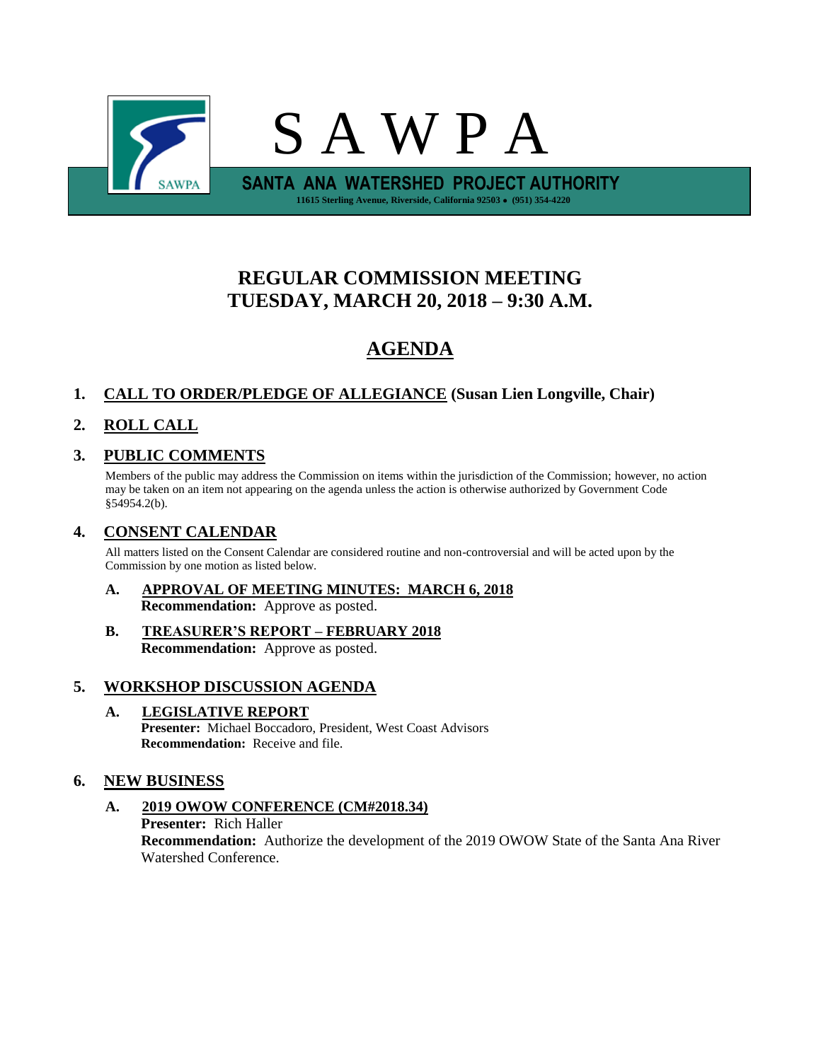# S A W P A

**SANTA ANA WATERSHED PROJECT AUTHORITY**

11615 Sterling Avenue, Riverside, California 92503 • (951) 354-4220

## REGULAR COMMISSION MEETING
## TUESDAY, MARCH 20, 2018 – 9:30 A.M.

## AGENDA

### 1. CALL TO ORDER/PLEDGE OF ALLEGIANCE (Susan Lien Longville, Chair)

### 2. ROLL CALL

### 3. PUBLIC COMMENTS

Members of the public may address the Commission on items within the jurisdiction of the Commission; however, no action may be taken on an item not appearing on the agenda unless the action is otherwise authorized by Government Code §54954.2(b).

### 4. CONSENT CALENDAR

All matters listed on the Consent Calendar are considered routine and non-controversial and will be acted upon by the Commission by one motion as listed below.

**A. APPROVAL OF MEETING MINUTES: MARCH 6, 2018**
**Recommendation:** Approve as posted.

**B. TREASURER'S REPORT – FEBRUARY 2018**
**Recommendation:** Approve as posted.

### 5. WORKSHOP DISCUSSION AGENDA

**A. LEGISLATIVE REPORT**
**Presenter:** Michael Boccadoro, President, West Coast Advisors
**Recommendation:** Receive and file.

### 6. NEW BUSINESS

**A. 2019 OWOW CONFERENCE (CM#2018.34)**
**Presenter:** Rich Haller
**Recommendation:** Authorize the development of the 2019 OWOW State of the Santa Ana River Watershed Conference.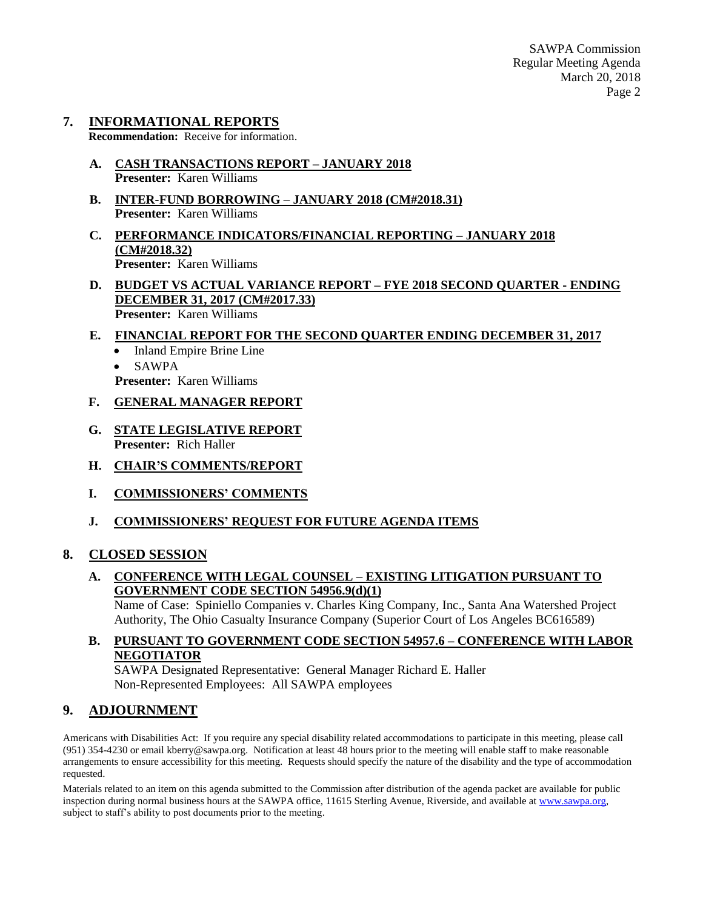## 7. INFORMATIONAL REPORTS

**Recommendation:** Receive for information.

**A. CASH TRANSACTIONS REPORT – JANUARY 2018**
**Presenter:** Karen Williams

**B. INTER-FUND BORROWING – JANUARY 2018 (CM#2018.31)**
**Presenter:** Karen Williams

**C. PERFORMANCE INDICATORS/FINANCIAL REPORTING – JANUARY 2018 (CM#2018.32)**
**Presenter:** Karen Williams

**D. BUDGET VS ACTUAL VARIANCE REPORT – FYE 2018 SECOND QUARTER - ENDING DECEMBER 31, 2017 (CM#2017.33)**
**Presenter:** Karen Williams

**E. FINANCIAL REPORT FOR THE SECOND QUARTER ENDING DECEMBER 31, 2017**

- Inland Empire Brine Line
- SAWPA

**Presenter:** Karen Williams

**F. GENERAL MANAGER REPORT**

**G. STATE LEGISLATIVE REPORT**
**Presenter:** Rich Haller

**H. CHAIR'S COMMENTS/REPORT**

**I. COMMISSIONERS' COMMENTS**

**J. COMMISSIONERS' REQUEST FOR FUTURE AGENDA ITEMS**

## 8. CLOSED SESSION

**A. CONFERENCE WITH LEGAL COUNSEL – EXISTING LITIGATION PURSUANT TO GOVERNMENT CODE SECTION 54956.9(d)(1)**

Name of Case: Spiniello Companies v. Charles King Company, Inc., Santa Ana Watershed Project Authority, The Ohio Casualty Insurance Company (Superior Court of Los Angeles BC616589)

**B. PURSUANT TO GOVERNMENT CODE SECTION 54957.6 – CONFERENCE WITH LABOR NEGOTIATOR**

SAWPA Designated Representative: General Manager Richard E. Haller
Non-Represented Employees: All SAWPA employees

## 9. ADJOURNMENT

Americans with Disabilities Act: If you require any special disability related accommodations to participate in this meeting, please call (951) 354-4230 or email kberry@sawpa.org. Notification at least 48 hours prior to the meeting will enable staff to make reasonable arrangements to ensure accessibility for this meeting. Requests should specify the nature of the disability and the type of accommodation requested.

Materials related to an item on this agenda submitted to the Commission after distribution of the agenda packet are available for public inspection during normal business hours at the SAWPA office, 11615 Sterling Avenue, Riverside, and available at www.sawpa.org, subject to staff's ability to post documents prior to the meeting.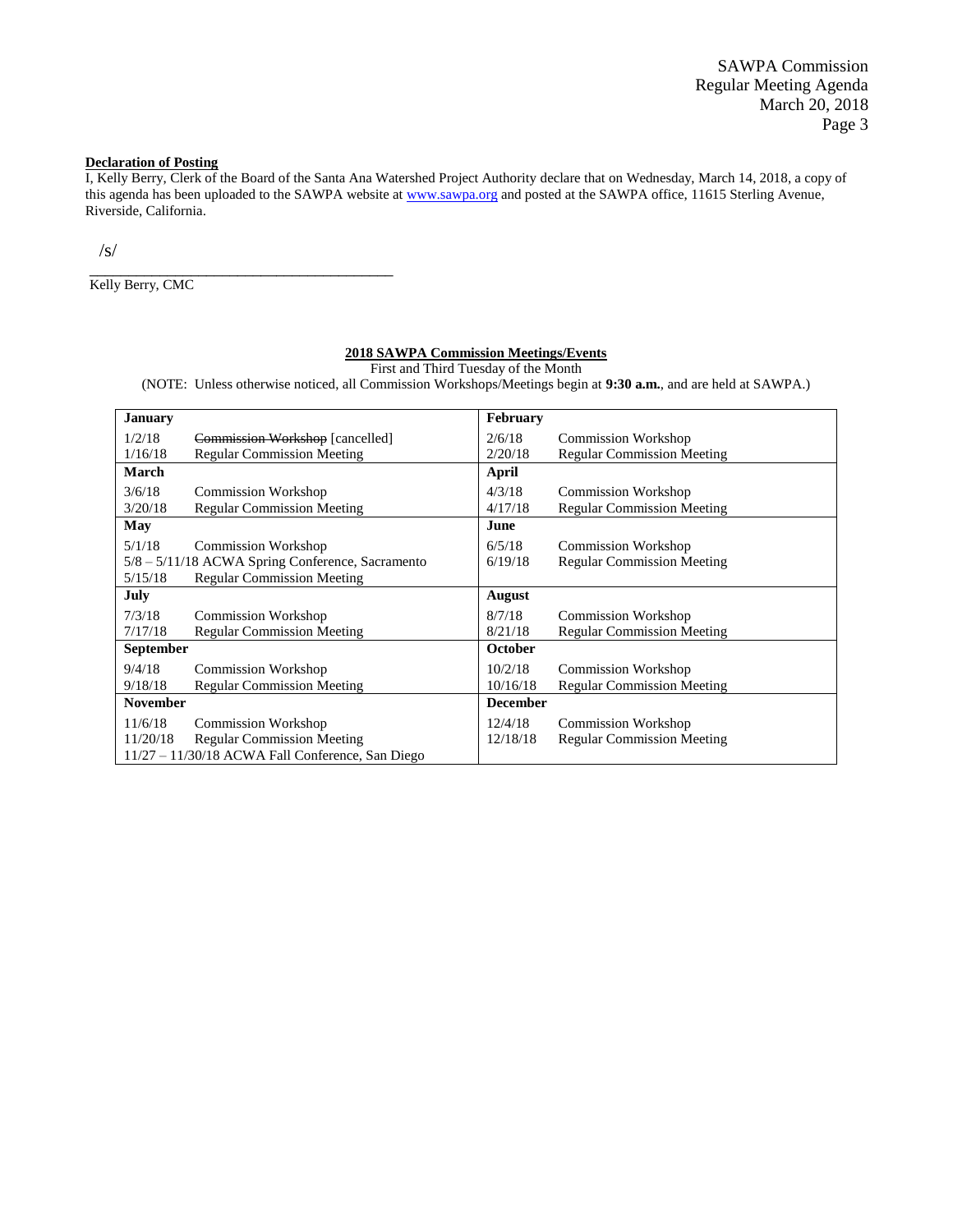**Declaration of Posting**

I, Kelly Berry, Clerk of the Board of the Santa Ana Watershed Project Authority declare that on Wednesday, March 14, 2018, a copy of this agenda has been uploaded to the SAWPA website at www.sawpa.org and posted at the SAWPA office, 11615 Sterling Avenue, Riverside, California.

/s/

_________________________________________

Kelly Berry, CMC

**2018 SAWPA Commission Meetings/Events**

First and Third Tuesday of the Month

(NOTE: Unless otherwise noticed, all Commission Workshops/Meetings begin at **9:30 a.m.**, and are held at SAWPA.)

| | |
|---|---|
| **January** | **February** |
| 1/2/18 ~~Commission Workshop~~ [cancelled]<br>1/16/18 Regular Commission Meeting | 2/6/18 Commission Workshop<br>2/20/18 Regular Commission Meeting |
| **March** | **April** |
| 3/6/18 Commission Workshop<br>3/20/18 Regular Commission Meeting | 4/3/18 Commission Workshop<br>4/17/18 Regular Commission Meeting |
| **May** | **June** |
| 5/1/18 Commission Workshop<br>5/8 – 5/11/18 ACWA Spring Conference, Sacramento<br>5/15/18 Regular Commission Meeting | 6/5/18 Commission Workshop<br>6/19/18 Regular Commission Meeting |
| **July** | **August** |
| 7/3/18 Commission Workshop<br>7/17/18 Regular Commission Meeting | 8/7/18 Commission Workshop<br>8/21/18 Regular Commission Meeting |
| **September** | **October** |
| 9/4/18 Commission Workshop<br>9/18/18 Regular Commission Meeting | 10/2/18 Commission Workshop<br>10/16/18 Regular Commission Meeting |
| **November** | **December** |
| 11/6/18 Commission Workshop<br>11/20/18 Regular Commission Meeting<br>11/27 – 11/30/18 ACWA Fall Conference, San Diego | 12/4/18 Commission Workshop<br>12/18/18 Regular Commission Meeting |